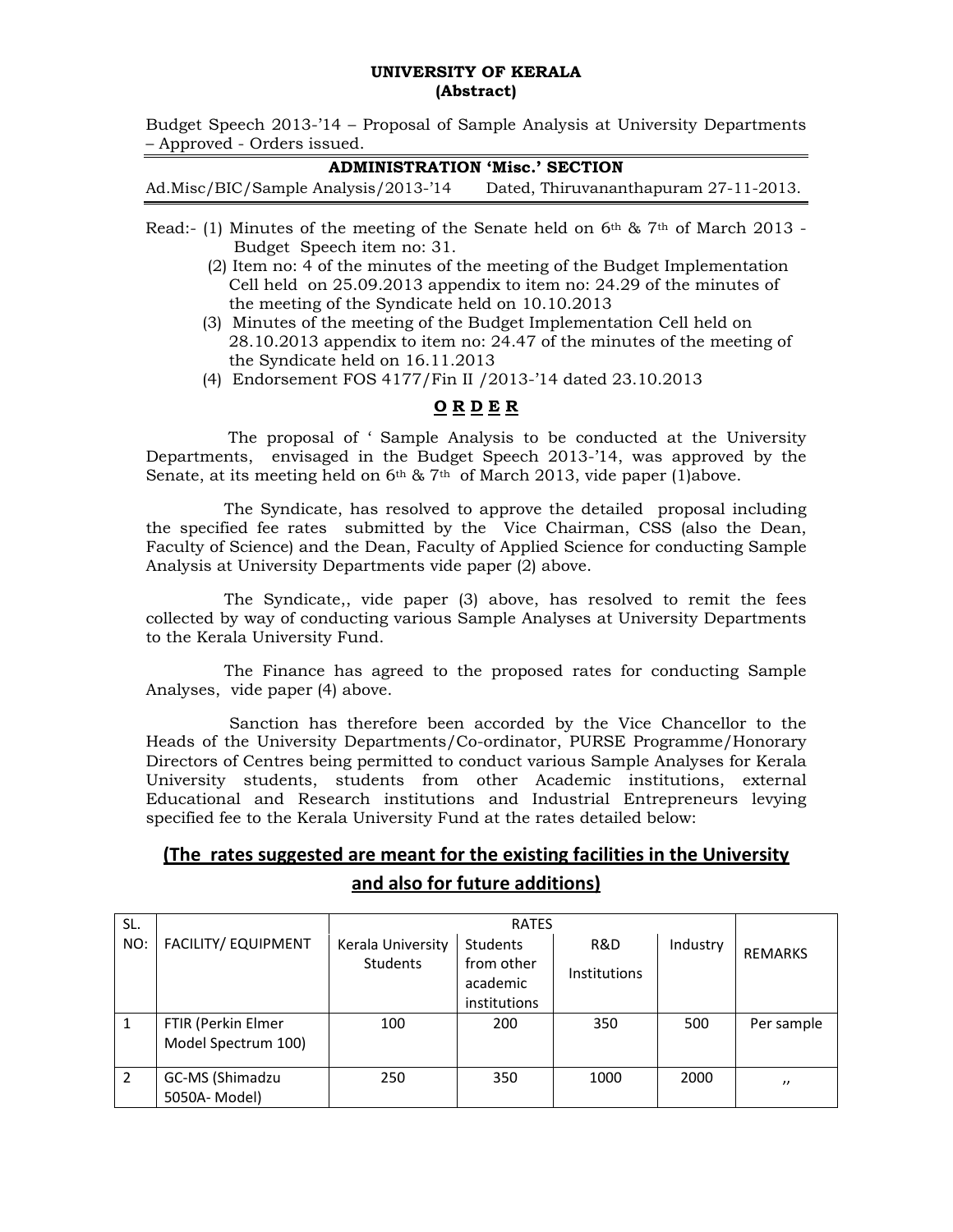**UNIVERSITY OF KERALA**
**(Abstract)**

Budget Speech 2013-'14 – Proposal of Sample Analysis at University Departments – Approved - Orders issued.

**ADMINISTRATION 'Misc.' SECTION**

Ad.Misc/BIC/Sample Analysis/2013-'14 Dated, Thiruvananthapuram 27-11-2013.

Read:- (1) Minutes of the meeting of the Senate held on 6th & 7th of March 2013 - Budget Speech item no: 31.

(2) Item no: 4 of the minutes of the meeting of the Budget Implementation Cell held on 25.09.2013 appendix to item no: 24.29 of the minutes of the meeting of the Syndicate held on 10.10.2013

(3) Minutes of the meeting of the Budget Implementation Cell held on 28.10.2013 appendix to item no: 24.47 of the minutes of the meeting of the Syndicate held on 16.11.2013

(4) Endorsement FOS 4177/Fin II /2013-'14 dated 23.10.2013

**O R D E R**

The proposal of ' Sample Analysis to be conducted at the University Departments, envisaged in the Budget Speech 2013-'14, was approved by the Senate, at its meeting held on 6th & 7th of March 2013, vide paper (1)above.

The Syndicate, has resolved to approve the detailed proposal including the specified fee rates submitted by the Vice Chairman, CSS (also the Dean, Faculty of Science) and the Dean, Faculty of Applied Science for conducting Sample Analysis at University Departments vide paper (2) above.

The Syndicate,, vide paper (3) above, has resolved to remit the fees collected by way of conducting various Sample Analyses at University Departments to the Kerala University Fund.

The Finance has agreed to the proposed rates for conducting Sample Analyses, vide paper (4) above.

Sanction has therefore been accorded by the Vice Chancellor to the Heads of the University Departments/Co-ordinator, PURSE Programme/Honorary Directors of Centres being permitted to conduct various Sample Analyses for Kerala University students, students from other Academic institutions, external Educational and Research institutions and Industrial Entrepreneurs levying specified fee to the Kerala University Fund at the rates detailed below:

**(The rates suggested are meant for the existing facilities in the University and also for future additions)**

| SL. NO: | FACILITY/ EQUIPMENT | RATES | | | | REMARKS |
|---|---|---|---|---|---|---|
| | | Kerala University Students | Students from other academic institutions | R&D Institutions | Industry | |
| 1 | FTIR (Perkin Elmer Model Spectrum 100) | 100 | 200 | 350 | 500 | Per sample |
| 2 | GC-MS (Shimadzu 5050A- Model) | 250 | 350 | 1000 | 2000 | ,, |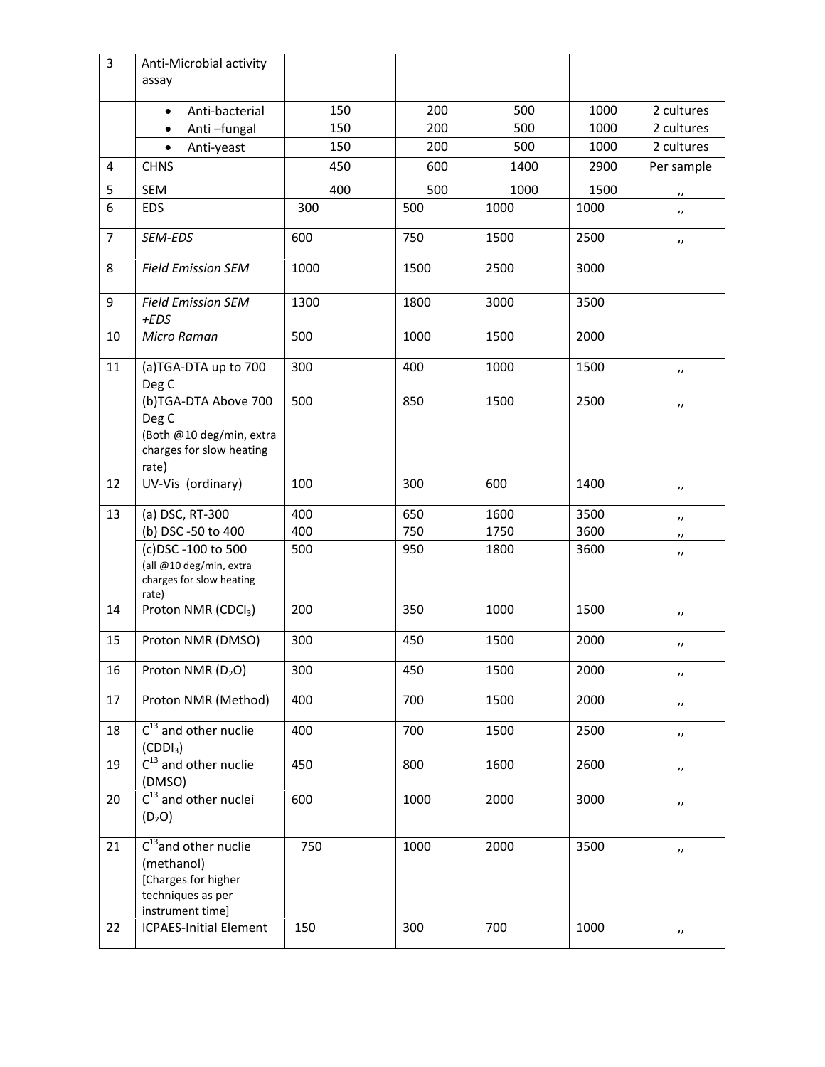| 3 | Anti-Microbial activity assay | | | | | |
|---|---|---|---|---|---|---|
| | • Anti-bacterial | 150 | 200 | 500 | 1000 | 2 cultures |
| | • Anti –fungal | 150 | 200 | 500 | 1000 | 2 cultures |
| | • Anti-yeast | 150 | 200 | 500 | 1000 | 2 cultures |
| 4 | CHNS | 450 | 600 | 1400 | 2900 | Per sample |
| 5 | SEM | 400 | 500 | 1000 | 1500 | ,, |
| 6 | EDS | 300 | 500 | 1000 | 1000 | ,, |
| 7 | *SEM-EDS* | 600 | 750 | 1500 | 2500 | ,, |
| 8 | *Field Emission SEM* | 1000 | 1500 | 2500 | 3000 | |
| 9 | *Field Emission SEM +EDS* | 1300 | 1800 | 3000 | 3500 | |
| 10 | *Micro Raman* | 500 | 1000 | 1500 | 2000 | |
| 11 | (a)TGA-DTA up to 700 Deg C | 300 | 400 | 1000 | 1500 | ,, |
| | (b)TGA-DTA Above 700 Deg C (Both @10 deg/min, extra charges for slow heating rate) | 500 | 850 | 1500 | 2500 | ,, |
| 12 | UV-Vis (ordinary) | 100 | 300 | 600 | 1400 | ,, |
| 13 | (a) DSC, RT-300 | 400 | 650 | 1600 | 3500 | ,, |
| | (b) DSC -50 to 400 | 400 | 750 | 1750 | 3600 | ,, |
| | (c)DSC -100 to 500 (all @10 deg/min, extra charges for slow heating rate) | 500 | 950 | 1800 | 3600 | ,, |
| 14 | Proton NMR ($CDCl_3$) | 200 | 350 | 1000 | 1500 | ,, |
| 15 | Proton NMR (DMSO) | 300 | 450 | 1500 | 2000 | ,, |
| 16 | Proton NMR ($D_2O$) | 300 | 450 | 1500 | 2000 | ,, |
| 17 | Proton NMR (Method) | 400 | 700 | 1500 | 2000 | ,, |
| 18 | $C^{13}$ and other nuclie ($CDDI_3$) | 400 | 700 | 1500 | 2500 | ,, |
| 19 | $C^{13}$ and other nuclie (DMSO) | 450 | 800 | 1600 | 2600 | ,, |
| 20 | $C^{13}$ and other nuclei ($D_2O$) | 600 | 1000 | 2000 | 3000 | ,, |
| 21 | $C^{13}$and other nuclie (methanol) [Charges for higher techniques as per instrument time] | 750 | 1000 | 2000 | 3500 | ,, |
| 22 | ICPAES-Initial Element | 150 | 300 | 700 | 1000 | ,, |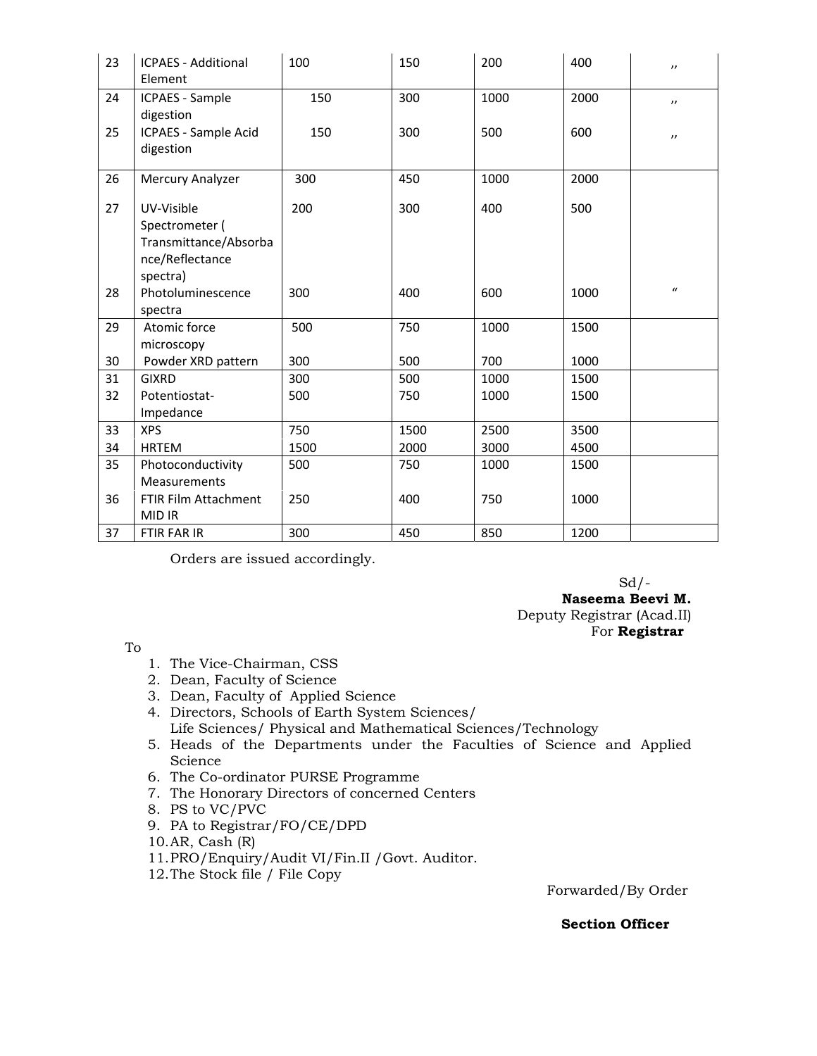| | | | | | | |
|---|---|---|---|---|---|---|
| 23 | ICPAES - Additional Element | 100 | 150 | 200 | 400 | ,, |
| 24 | ICPAES - Sample digestion | 150 | 300 | 1000 | 2000 | ,, |
| 25 | ICPAES - Sample Acid digestion | 150 | 300 | 500 | 600 | ,, |
| 26 | Mercury Analyzer | 300 | 450 | 1000 | 2000 | |
| 27 | UV-Visible Spectrometer ( Transmittance/Absorbance/Reflectance spectra) | 200 | 300 | 400 | 500 | |
| 28 | Photoluminescence spectra | 300 | 400 | 600 | 1000 | " |
| 29 | Atomic force microscopy | 500 | 750 | 1000 | 1500 | |
| 30 | Powder XRD pattern | 300 | 500 | 700 | 1000 | |
| 31 | GIXRD | 300 | 500 | 1000 | 1500 | |
| 32 | Potentiostat-Impedance | 500 | 750 | 1000 | 1500 | |
| 33 | XPS | 750 | 1500 | 2500 | 3500 | |
| 34 | HRTEM | 1500 | 2000 | 3000 | 4500 | |
| 35 | Photoconductivity Measurements | 500 | 750 | 1000 | 1500 | |
| 36 | FTIR Film Attachment MID IR | 250 | 400 | 750 | 1000 | |
| 37 | FTIR FAR IR | 300 | 450 | 850 | 1200 | |

Orders are issued accordingly.

Sd/-
**Naseema Beevi M.**
Deputy Registrar (Acad.II)
For **Registrar**

To

1. The Vice-Chairman, CSS
2. Dean, Faculty of Science
3. Dean, Faculty of Applied Science
4. Directors, Schools of Earth System Sciences/ Life Sciences/ Physical and Mathematical Sciences/Technology
5. Heads of the Departments under the Faculties of Science and Applied Science
6. The Co-ordinator PURSE Programme
7. The Honorary Directors of concerned Centers
8. PS to VC/PVC
9. PA to Registrar/FO/CE/DPD
10. AR, Cash (R)
11. PRO/Enquiry/Audit VI/Fin.II /Govt. Auditor.
12. The Stock file / File Copy

Forwarded/By Order

**Section Officer**